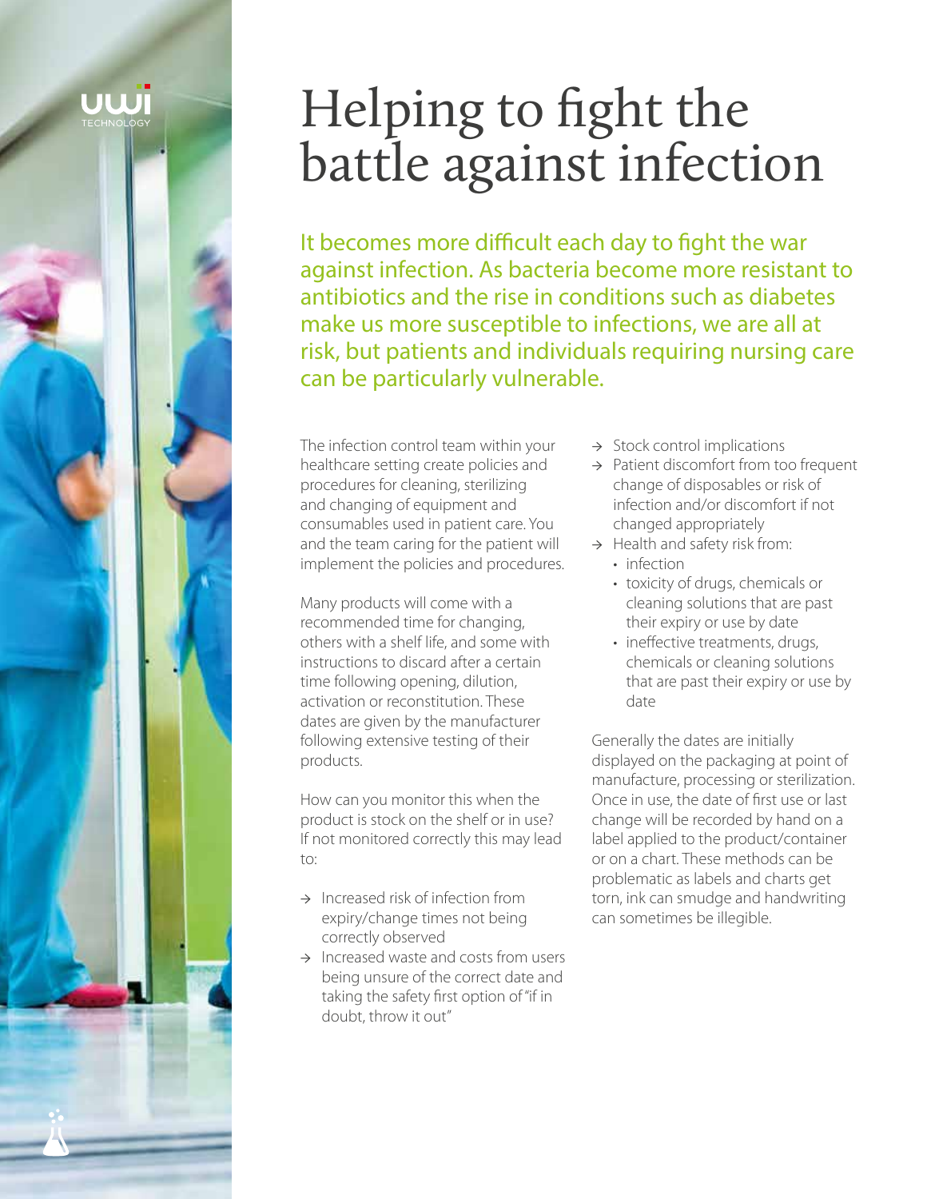# Helping to fight the battle against infection

It becomes more difficult each day to fight the war against infection. As bacteria become more resistant to antibiotics and the rise in conditions such as diabetes make us more susceptible to infections, we are all at risk, but patients and individuals requiring nursing care can be particularly vulnerable.

The infection control team within your healthcare setting create policies and procedures for cleaning, sterilizing and changing of equipment and consumables used in patient care. You and the team caring for the patient will implement the policies and procedures.

Many products will come with a recommended time for changing, others with a shelf life, and some with instructions to discard after a certain time following opening, dilution, activation or reconstitution. These dates are given by the manufacturer following extensive testing of their products.

How can you monitor this when the product is stock on the shelf or in use? If not monitored correctly this may lead to:

- → Increased risk of infection from expiry/change times not being correctly observed
- → Increased waste and costs from users being unsure of the correct date and taking the safety first option of "if in doubt, throw it out"
- → Stock control implications
- → Patient discomfort from too frequent change of disposables or risk of infection and/or discomfort if not changed appropriately
- → Health and safety risk from:
  - infection
  - toxicity of drugs, chemicals or cleaning solutions that are past their expiry or use by date
  - ineffective treatments, drugs, chemicals or cleaning solutions that are past their expiry or use by date

Generally the dates are initially displayed on the packaging at point of manufacture, processing or sterilization. Once in use, the date of first use or last change will be recorded by hand on a label applied to the product/container or on a chart. These methods can be problematic as labels and charts get torn, ink can smudge and handwriting can sometimes be illegible.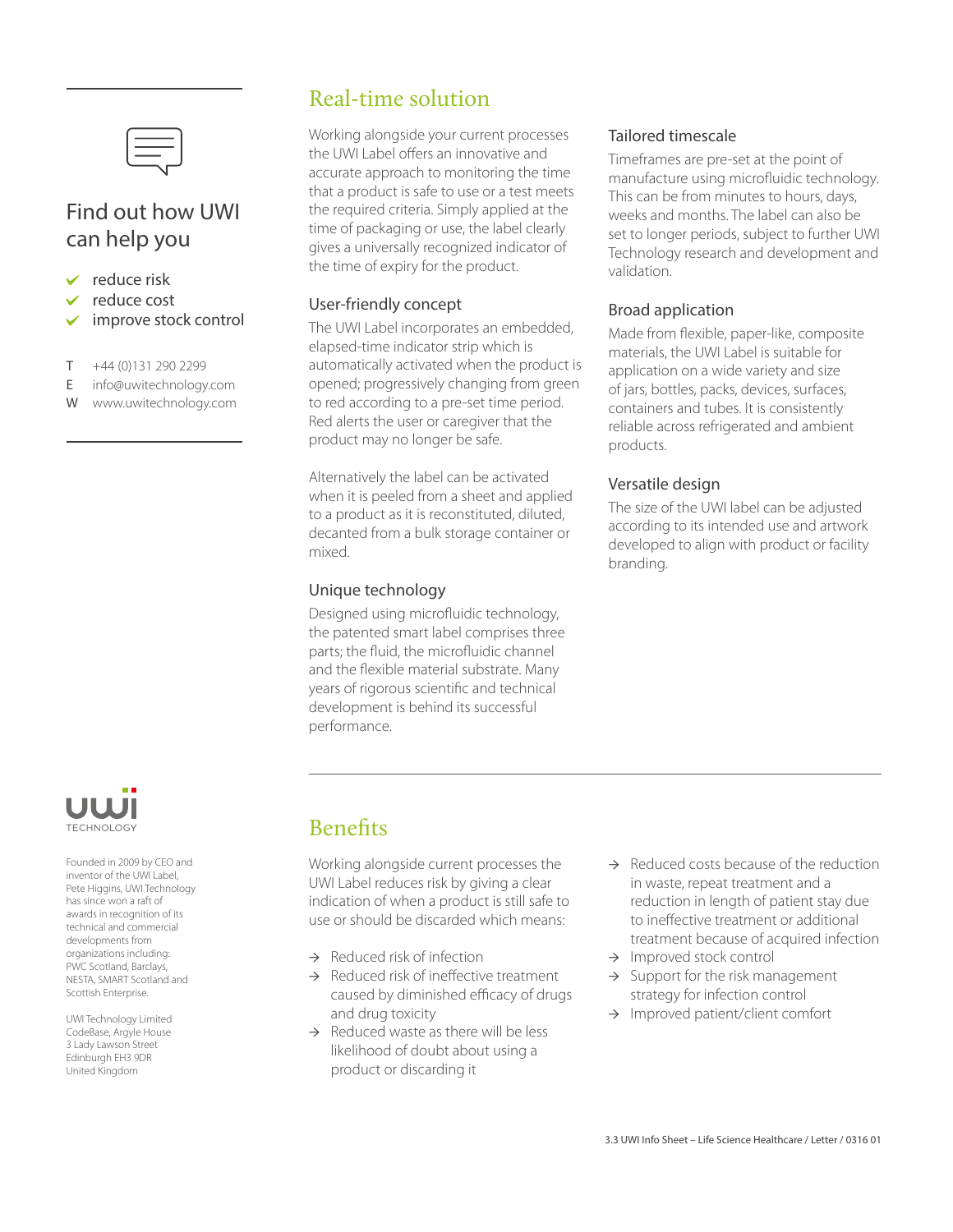## Find out how UWI can help you

- reduce risk
- reduce cost
- improve stock control

T +44 (0)131 290 2299
E info@uwitechnology.com
W www.uwitechnology.com

# Real-time solution

Working alongside your current processes the UWI Label offers an innovative and accurate approach to monitoring the time that a product is safe to use or a test meets the required criteria. Simply applied at the time of packaging or use, the label clearly gives a universally recognized indicator of the time of expiry for the product.

### User-friendly concept

The UWI Label incorporates an embedded, elapsed-time indicator strip which is automatically activated when the product is opened; progressively changing from green to red according to a pre-set time period. Red alerts the user or caregiver that the product may no longer be safe.

Alternatively the label can be activated when it is peeled from a sheet and applied to a product as it is reconstituted, diluted, decanted from a bulk storage container or mixed.

### Unique technology

Designed using microfluidic technology, the patented smart label comprises three parts; the fluid, the microfluidic channel and the flexible material substrate. Many years of rigorous scientific and technical development is behind its successful performance.

### Tailored timescale

Timeframes are pre-set at the point of manufacture using microfluidic technology. This can be from minutes to hours, days, weeks and months. The label can also be set to longer periods, subject to further UWI Technology research and development and validation.

### Broad application

Made from flexible, paper-like, composite materials, the UWI Label is suitable for application on a wide variety and size of jars, bottles, packs, devices, surfaces, containers and tubes. It is consistently reliable across refrigerated and ambient products.

### Versatile design

The size of the UWI label can be adjusted according to its intended use and artwork developed to align with product or facility branding.

UWI TECHNOLOGY

Founded in 2009 by CEO and inventor of the UWI Label, Pete Higgins, UWI Technology has since won a raft of awards in recognition of its technical and commercial developments from organizations including: PWC Scotland, Barclays, NESTA, SMART Scotland and Scottish Enterprise.

UWI Technology Limited
CodeBase, Argyle House
3 Lady Lawson Street
Edinburgh EH3 9DR
United Kingdom

# Benefits

Working alongside current processes the UWI Label reduces risk by giving a clear indication of when a product is still safe to use or should be discarded which means:

- → Reduced risk of infection
- → Reduced risk of ineffective treatment caused by diminished efficacy of drugs and drug toxicity
- → Reduced waste as there will be less likelihood of doubt about using a product or discarding it
- → Reduced costs because of the reduction in waste, repeat treatment and a reduction in length of patient stay due to ineffective treatment or additional treatment because of acquired infection
- → Improved stock control
- → Support for the risk management strategy for infection control
- → Improved patient/client comfort

3.3 UWI Info Sheet – Life Science Healthcare / Letter / 0316 01